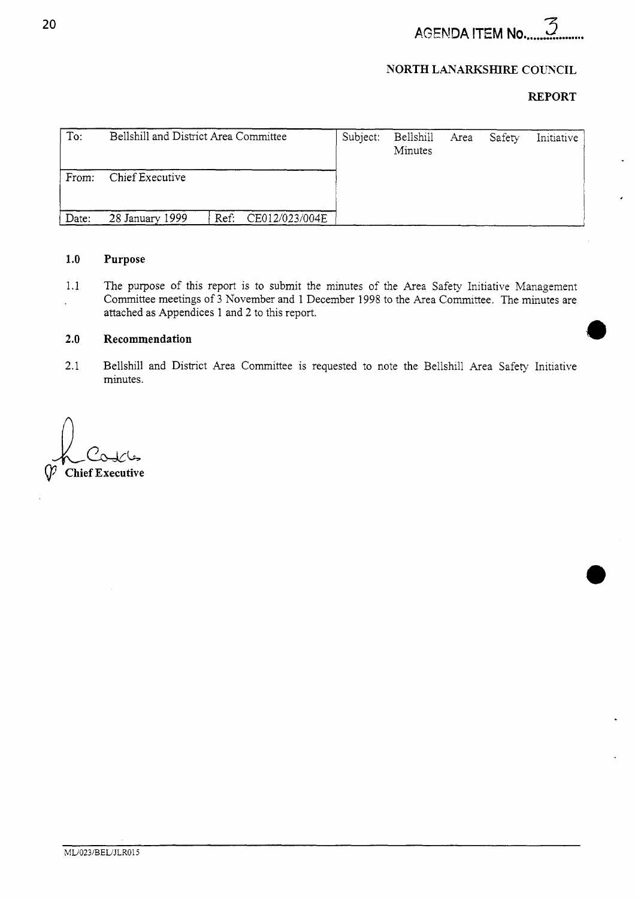**AGENDA ITEM No. 3**

**NORTH LANARKSHIRE COUNCIL**

**REPORT**

| To: | Bellshill and District Area Committee | | Subject: | Bellshill Area Safety Initiative Minutes |
|---|---|---|---|---|
| From: | Chief Executive | | | |
| Date: | 28 January 1999 | Ref: CE012/023/004E | | |

## 1.0 Purpose

1.1 The purpose of this report is to submit the minutes of the Area Safety Initiative Management Committee meetings of 3 November and 1 December 1998 to the Area Committee. The minutes are attached as Appendices 1 and 2 to this report.

## 2.0 Recommendation

2.1 Bellshill and District Area Committee is requested to note the Bellshill Area Safety Initiative minutes.

**Chief Executive**

ML/023/BEL/JLR015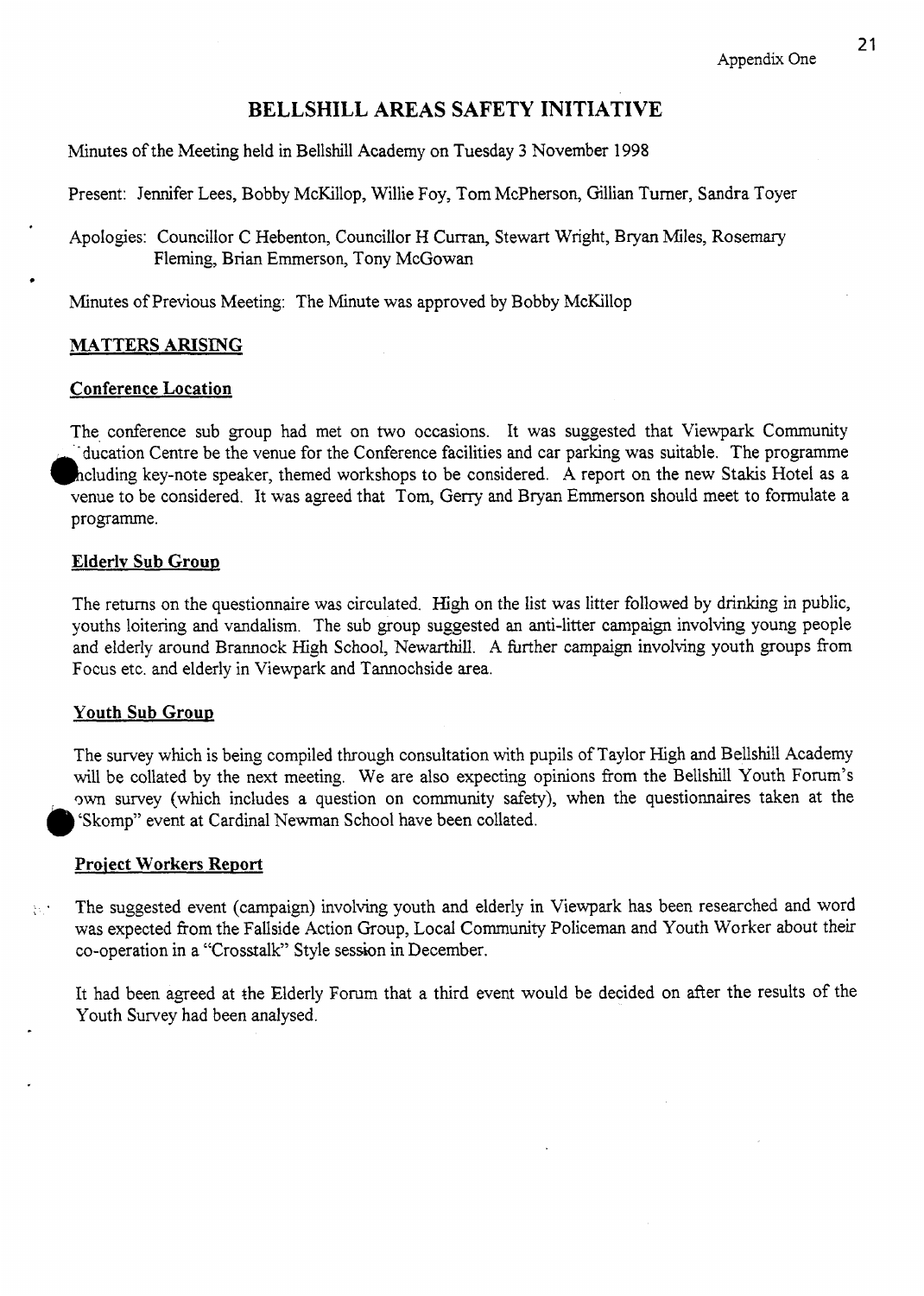Appendix One

# BELLSHILL AREAS SAFETY INITIATIVE

Minutes of the Meeting held in Bellshill Academy on Tuesday 3 November 1998

Present: Jennifer Lees, Bobby McKillop, Willie Foy, Tom McPherson, Gillian Turner, Sandra Toyer

Apologies: Councillor C Hebenton, Councillor H Curran, Stewart Wright, Bryan Miles, Rosemary Fleming, Brian Emmerson, Tony McGowan

Minutes of Previous Meeting: The Minute was approved by Bobby McKillop

## MATTERS ARISING

### Conference Location

The conference sub group had met on two occasions. It was suggested that Viewpark Community Education Centre be the venue for the Conference facilities and car parking was suitable. The programme including key-note speaker, themed workshops to be considered. A report on the new Stakis Hotel as a venue to be considered. It was agreed that Tom, Gerry and Bryan Emmerson should meet to formulate a programme.

### Elderly Sub Group

The returns on the questionnaire was circulated. High on the list was litter followed by drinking in public, youths loitering and vandalism. The sub group suggested an anti-litter campaign involving young people and elderly around Brannock High School, Newarthill. A further campaign involving youth groups from Focus etc. and elderly in Viewpark and Tannochside area.

### Youth Sub Group

The survey which is being compiled through consultation with pupils of Taylor High and Bellshill Academy will be collated by the next meeting. We are also expecting opinions from the Bellshill Youth Forum's own survey (which includes a question on community safety), when the questionnaires taken at the "Skomp" event at Cardinal Newman School have been collated.

### Project Workers Report

The suggested event (campaign) involving youth and elderly in Viewpark has been researched and word was expected from the Fallside Action Group, Local Community Policeman and Youth Worker about their co-operation in a "Crosstalk" Style session in December.

It had been agreed at the Elderly Forum that a third event would be decided on after the results of the Youth Survey had been analysed.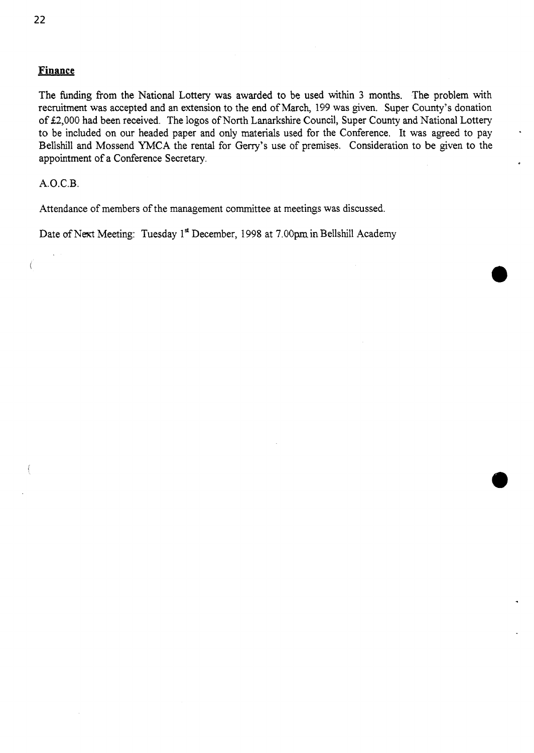## Finance

The funding from the National Lottery was awarded to be used within 3 months. The problem with recruitment was accepted and an extension to the end of March, 199 was given. Super County's donation of £2,000 had been received. The logos of North Lanarkshire Council, Super County and National Lottery to be included on our headed paper and only materials used for the Conference. It was agreed to pay Bellshill and Mossend YMCA the rental for Gerry's use of premises. Consideration to be given to the appointment of a Conference Secretary.

A.O.C.B.

Attendance of members of the management committee at meetings was discussed.

Date of Next Meeting: Tuesday 1st December, 1998 at 7.00pm in Bellshill Academy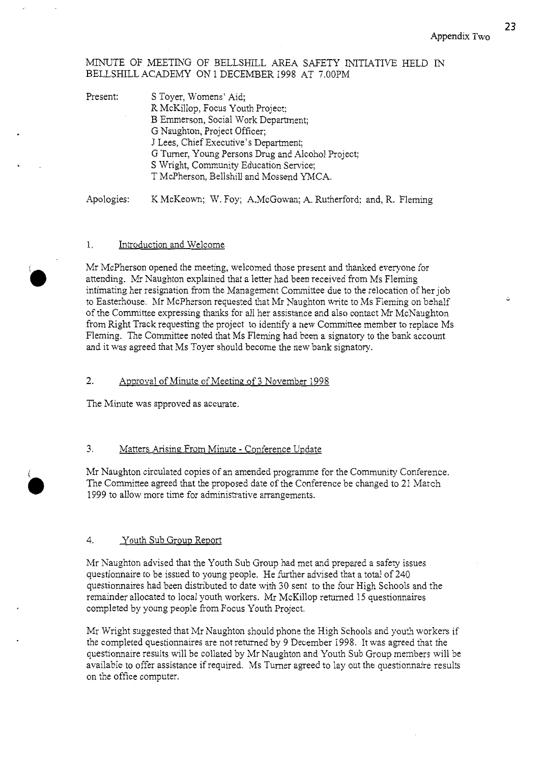Appendix Two

MINUTE OF MEETING OF BELLSHILL AREA SAFETY INITIATIVE HELD IN BELLSHILL ACADEMY ON 1 DECEMBER 1998 AT 7.00PM

Present:
- S Toyer, Womens' Aid;
- R McKillop, Focus Youth Project;
- B Emmerson, Social Work Department;
- G Naughton, Project Officer;
- J Lees, Chief Executive's Department;
- G Turner, Young Persons Drug and Alcohol Project;
- S Wright, Community Education Service;
- T McPherson, Bellshill and Mossend YMCA.

Apologies: K McKeown; W. Foy; A.McGowan; A. Rutherford; and, R. Fleming

## 1. Introduction and Welcome

Mr McPherson opened the meeting, welcomed those present and thanked everyone for attending. Mr Naughton explained that a letter had been received from Ms Fleming intimating her resignation from the Management Committee due to the relocation of her job to Easterhouse. Mr McPherson requested that Mr Naughton write to Ms Fleming on behalf of the Committee expressing thanks for all her assistance and also contact Mr McNaughton from Right Track requesting the project to identify a new Committee member to replace Ms Fleming. The Committee noted that Ms Fleming had been a signatory to the bank account and it was agreed that Ms Toyer should become the new bank signatory.

## 2. Approval of Minute of Meeting of 3 November 1998

The Minute was approved as accurate.

## 3. Matters Arising From Minute - Conference Update

Mr Naughton circulated copies of an amended programme for the Community Conference. The Committee agreed that the proposed date of the Conference be changed to 21 March 1999 to allow more time for administrative arrangements.

## 4. Youth Sub Group Report

Mr Naughton advised that the Youth Sub Group had met and prepared a safety issues questionnaire to be issued to young people. He further advised that a total of 240 questionnaires had been distributed to date with 30 sent to the four High Schools and the remainder allocated to local youth workers. Mr McKillop returned 15 questionnaires completed by young people from Focus Youth Project.

Mr Wright suggested that Mr Naughton should phone the High Schools and youth workers if the completed questionnaires are not returned by 9 December 1998. It was agreed that the questionnaire results will be collated by Mr Naughton and Youth Sub Group members will be available to offer assistance if required. Ms Turner agreed to lay out the questionnaire results on the office computer.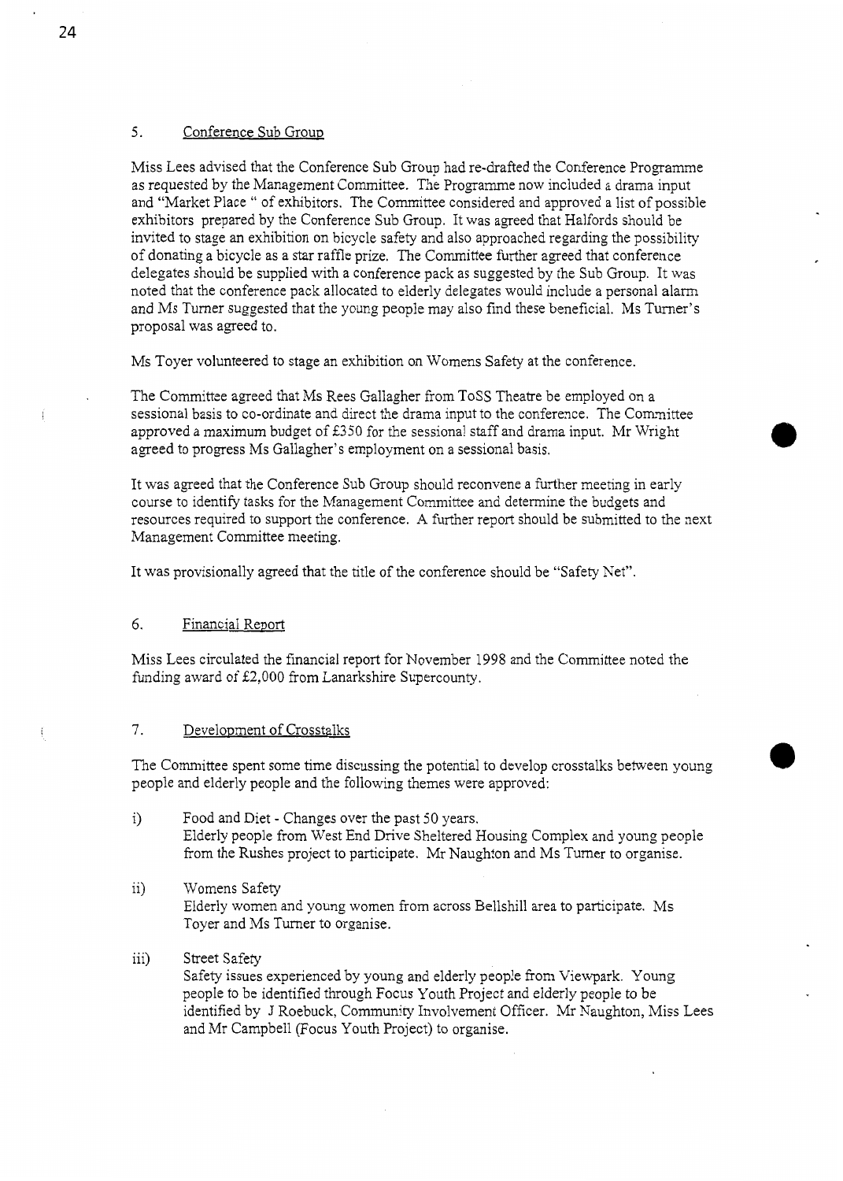## 5. Conference Sub Group

Miss Lees advised that the Conference Sub Group had re-drafted the Conference Programme as requested by the Management Committee. The Programme now included a drama input and "Market Place " of exhibitors. The Committee considered and approved a list of possible exhibitors prepared by the Conference Sub Group. It was agreed that Halfords should be invited to stage an exhibition on bicycle safety and also approached regarding the possibility of donating a bicycle as a star raffle prize. The Committee further agreed that conference delegates should be supplied with a conference pack as suggested by the Sub Group. It was noted that the conference pack allocated to elderly delegates would include a personal alarm and Ms Turner suggested that the young people may also find these beneficial. Ms Turner's proposal was agreed to.

Ms Toyer volunteered to stage an exhibition on Womens Safety at the conference.

The Committee agreed that Ms Rees Gallagher from ToSS Theatre be employed on a sessional basis to co-ordinate and direct the drama input to the conference. The Committee approved a maximum budget of £350 for the sessional staff and drama input. Mr Wright agreed to progress Ms Gallagher's employment on a sessional basis.

It was agreed that the Conference Sub Group should reconvene a further meeting in early course to identify tasks for the Management Committee and determine the budgets and resources required to support the conference. A further report should be submitted to the next Management Committee meeting.

It was provisionally agreed that the title of the conference should be "Safety Net".

## 6. Financial Report

Miss Lees circulated the financial report for November 1998 and the Committee noted the funding award of £2,000 from Lanarkshire Supercounty.

## 7. Development of Crosstalks

The Committee spent some time discussing the potential to develop crosstalks between young people and elderly people and the following themes were approved:

i) Food and Diet - Changes over the past 50 years.
Elderly people from West End Drive Sheltered Housing Complex and young people from the Rushes project to participate. Mr Naughton and Ms Turner to organise.

ii) Womens Safety
Elderly women and young women from across Bellshill area to participate. Ms Toyer and Ms Turner to organise.

iii) Street Safety
Safety issues experienced by young and elderly people from Viewpark. Young people to be identified through Focus Youth Project and elderly people to be identified by J Roebuck, Community Involvement Officer. Mr Naughton, Miss Lees and Mr Campbell (Focus Youth Project) to organise.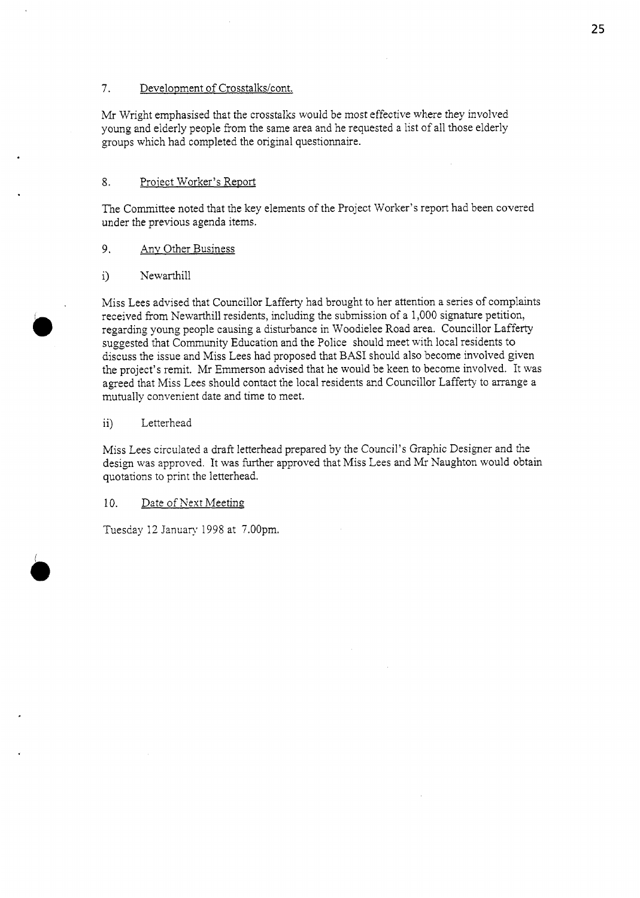7. <u>Development of Crosstalks/cont.</u>

Mr Wright emphasised that the crosstalks would be most effective where they involved young and elderly people from the same area and he requested a list of all those elderly groups which had completed the original questionnaire.

8. <u>Project Worker's Report</u>

The Committee noted that the key elements of the Project Worker's report had been covered under the previous agenda items.

9. <u>Any Other Business</u>

i) Newarthill

Miss Lees advised that Councillor Lafferty had brought to her attention a series of complaints received from Newarthill residents, including the submission of a 1,000 signature petition, regarding young people causing a disturbance in Woodielee Road area. Councillor Lafferty suggested that Community Education and the Police should meet with local residents to discuss the issue and Miss Lees had proposed that BASI should also become involved given the project's remit. Mr Emmerson advised that he would be keen to become involved. It was agreed that Miss Lees should contact the local residents and Councillor Lafferty to arrange a mutually convenient date and time to meet.

ii) Letterhead

Miss Lees circulated a draft letterhead prepared by the Council's Graphic Designer and the design was approved. It was further approved that Miss Lees and Mr Naughton would obtain quotations to print the letterhead.

10. <u>Date of Next Meeting</u>

Tuesday 12 January 1998 at 7.00pm.